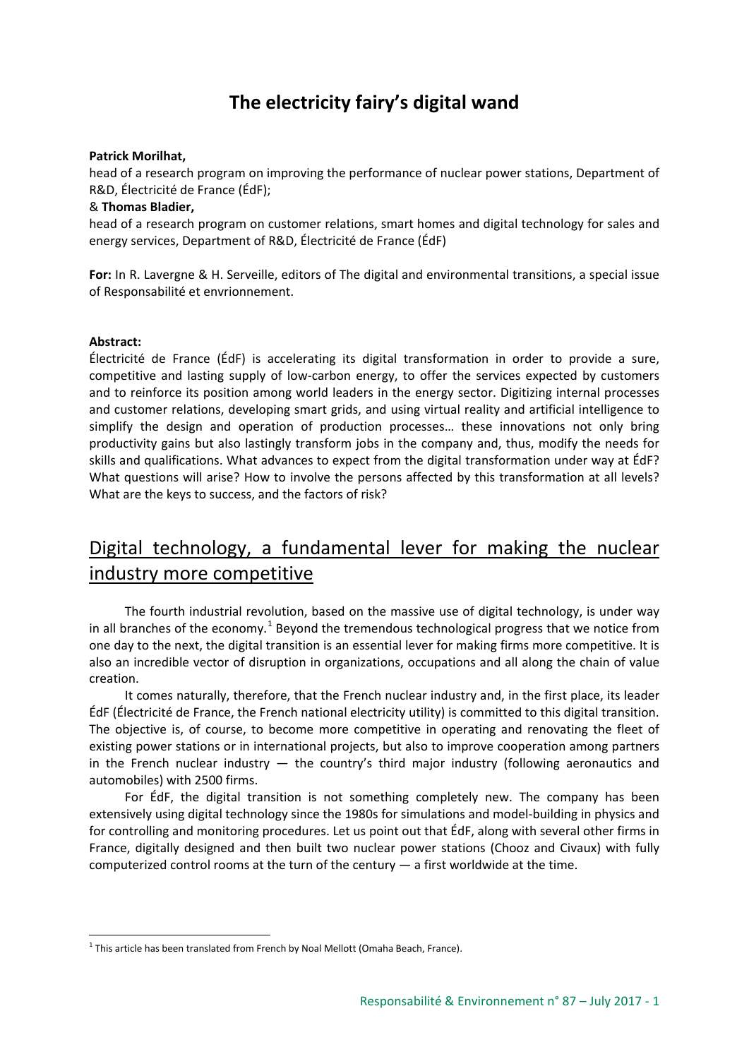# The electricity fairy's digital wand

**Patrick Morilhat,**
head of a research program on improving the performance of nuclear power stations, Department of R&D, Électricité de France (ÉdF);

& **Thomas Bladier,**
head of a research program on customer relations, smart homes and digital technology for sales and energy services, Department of R&D, Électricité de France (ÉdF)

**For:** In R. Lavergne & H. Serveille, editors of The digital and environmental transitions, a special issue of Responsabilité et envrionnement.

**Abstract:**
Électricité de France (ÉdF) is accelerating its digital transformation in order to provide a sure, competitive and lasting supply of low-carbon energy, to offer the services expected by customers and to reinforce its position among world leaders in the energy sector. Digitizing internal processes and customer relations, developing smart grids, and using virtual reality and artificial intelligence to simplify the design and operation of production processes… these innovations not only bring productivity gains but also lastingly transform jobs in the company and, thus, modify the needs for skills and qualifications. What advances to expect from the digital transformation under way at ÉdF? What questions will arise? How to involve the persons affected by this transformation at all levels? What are the keys to success, and the factors of risk?

## Digital technology, a fundamental lever for making the nuclear industry more competitive

The fourth industrial revolution, based on the massive use of digital technology, is under way in all branches of the economy.[1] Beyond the tremendous technological progress that we notice from one day to the next, the digital transition is an essential lever for making firms more competitive. It is also an incredible vector of disruption in organizations, occupations and all along the chain of value creation.

It comes naturally, therefore, that the French nuclear industry and, in the first place, its leader ÉdF (Électricité de France, the French national electricity utility) is committed to this digital transition. The objective is, of course, to become more competitive in operating and renovating the fleet of existing power stations or in international projects, but also to improve cooperation among partners in the French nuclear industry — the country's third major industry (following aeronautics and automobiles) with 2500 firms.

For ÉdF, the digital transition is not something completely new. The company has been extensively using digital technology since the 1980s for simulations and model-building in physics and for controlling and monitoring procedures. Let us point out that ÉdF, along with several other firms in France, digitally designed and then built two nuclear power stations (Chooz and Civaux) with fully computerized control rooms at the turn of the century — a first worldwide at the time.

[1] This article has been translated from French by Noal Mellott (Omaha Beach, France).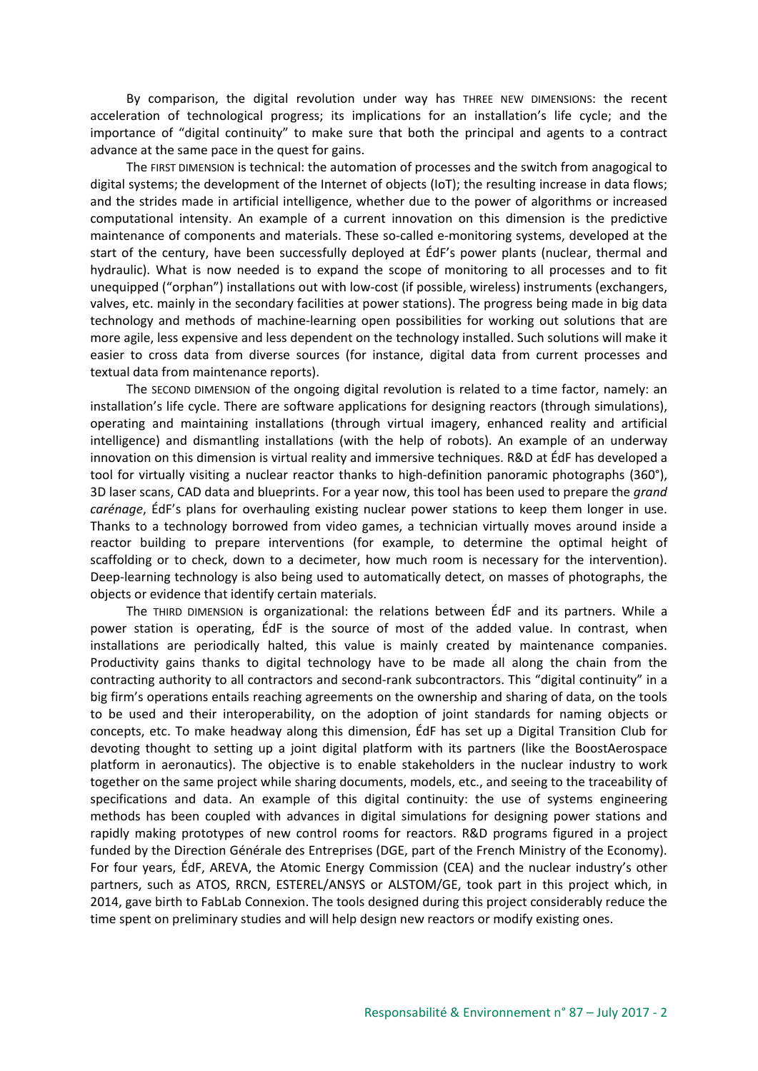By comparison, the digital revolution under way has THREE NEW DIMENSIONS: the recent acceleration of technological progress; its implications for an installation's life cycle; and the importance of "digital continuity" to make sure that both the principal and agents to a contract advance at the same pace in the quest for gains.

The FIRST DIMENSION is technical: the automation of processes and the switch from anagogical to digital systems; the development of the Internet of objects (IoT); the resulting increase in data flows; and the strides made in artificial intelligence, whether due to the power of algorithms or increased computational intensity. An example of a current innovation on this dimension is the predictive maintenance of components and materials. These so-called e-monitoring systems, developed at the start of the century, have been successfully deployed at ÉdF's power plants (nuclear, thermal and hydraulic). What is now needed is to expand the scope of monitoring to all processes and to fit unequipped ("orphan") installations out with low-cost (if possible, wireless) instruments (exchangers, valves, etc. mainly in the secondary facilities at power stations). The progress being made in big data technology and methods of machine-learning open possibilities for working out solutions that are more agile, less expensive and less dependent on the technology installed. Such solutions will make it easier to cross data from diverse sources (for instance, digital data from current processes and textual data from maintenance reports).

The SECOND DIMENSION of the ongoing digital revolution is related to a time factor, namely: an installation's life cycle. There are software applications for designing reactors (through simulations), operating and maintaining installations (through virtual imagery, enhanced reality and artificial intelligence) and dismantling installations (with the help of robots). An example of an underway innovation on this dimension is virtual reality and immersive techniques. R&D at ÉdF has developed a tool for virtually visiting a nuclear reactor thanks to high-definition panoramic photographs (360°), 3D laser scans, CAD data and blueprints. For a year now, this tool has been used to prepare the *grand carénage*, ÉdF's plans for overhauling existing nuclear power stations to keep them longer in use. Thanks to a technology borrowed from video games, a technician virtually moves around inside a reactor building to prepare interventions (for example, to determine the optimal height of scaffolding or to check, down to a decimeter, how much room is necessary for the intervention). Deep-learning technology is also being used to automatically detect, on masses of photographs, the objects or evidence that identify certain materials.

The THIRD DIMENSION is organizational: the relations between ÉdF and its partners. While a power station is operating, ÉdF is the source of most of the added value. In contrast, when installations are periodically halted, this value is mainly created by maintenance companies. Productivity gains thanks to digital technology have to be made all along the chain from the contracting authority to all contractors and second-rank subcontractors. This "digital continuity" in a big firm's operations entails reaching agreements on the ownership and sharing of data, on the tools to be used and their interoperability, on the adoption of joint standards for naming objects or concepts, etc. To make headway along this dimension, ÉdF has set up a Digital Transition Club for devoting thought to setting up a joint digital platform with its partners (like the BoostAerospace platform in aeronautics). The objective is to enable stakeholders in the nuclear industry to work together on the same project while sharing documents, models, etc., and seeing to the traceability of specifications and data. An example of this digital continuity: the use of systems engineering methods has been coupled with advances in digital simulations for designing power stations and rapidly making prototypes of new control rooms for reactors. R&D programs figured in a project funded by the Direction Générale des Entreprises (DGE, part of the French Ministry of the Economy). For four years, ÉdF, AREVA, the Atomic Energy Commission (CEA) and the nuclear industry's other partners, such as ATOS, RRCN, ESTEREL/ANSYS or ALSTOM/GE, took part in this project which, in 2014, gave birth to FabLab Connexion. The tools designed during this project considerably reduce the time spent on preliminary studies and will help design new reactors or modify existing ones.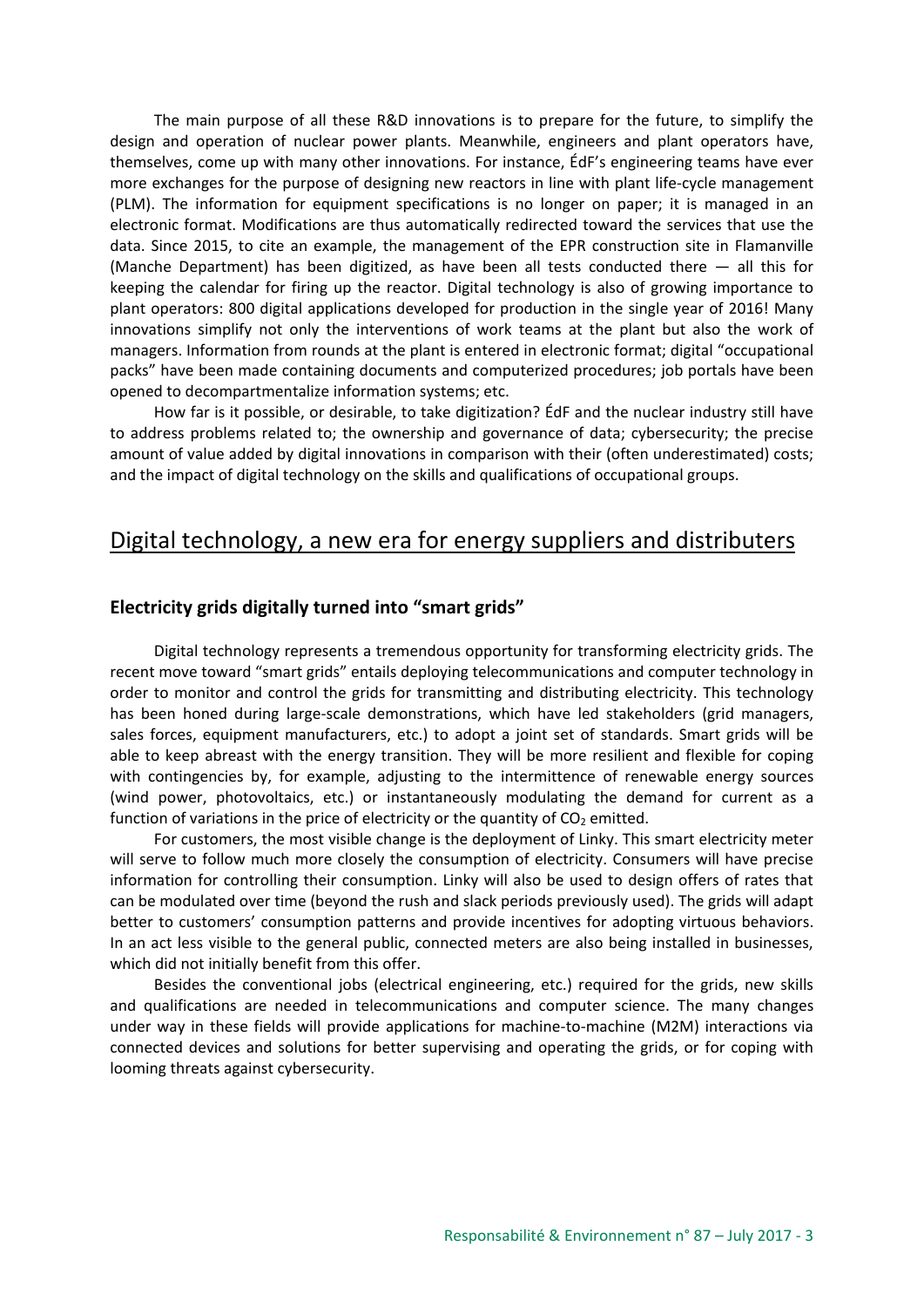The main purpose of all these R&D innovations is to prepare for the future, to simplify the design and operation of nuclear power plants. Meanwhile, engineers and plant operators have, themselves, come up with many other innovations. For instance, ÉdF's engineering teams have ever more exchanges for the purpose of designing new reactors in line with plant life-cycle management (PLM). The information for equipment specifications is no longer on paper; it is managed in an electronic format. Modifications are thus automatically redirected toward the services that use the data. Since 2015, to cite an example, the management of the EPR construction site in Flamanville (Manche Department) has been digitized, as have been all tests conducted there — all this for keeping the calendar for firing up the reactor. Digital technology is also of growing importance to plant operators: 800 digital applications developed for production in the single year of 2016! Many innovations simplify not only the interventions of work teams at the plant but also the work of managers. Information from rounds at the plant is entered in electronic format; digital "occupational packs" have been made containing documents and computerized procedures; job portals have been opened to decompartmentalize information systems; etc.

How far is it possible, or desirable, to take digitization? ÉdF and the nuclear industry still have to address problems related to; the ownership and governance of data; cybersecurity; the precise amount of value added by digital innovations in comparison with their (often underestimated) costs; and the impact of digital technology on the skills and qualifications of occupational groups.

## Digital technology, a new era for energy suppliers and distributers

### Electricity grids digitally turned into "smart grids"

Digital technology represents a tremendous opportunity for transforming electricity grids. The recent move toward "smart grids" entails deploying telecommunications and computer technology in order to monitor and control the grids for transmitting and distributing electricity. This technology has been honed during large-scale demonstrations, which have led stakeholders (grid managers, sales forces, equipment manufacturers, etc.) to adopt a joint set of standards. Smart grids will be able to keep abreast with the energy transition. They will be more resilient and flexible for coping with contingencies by, for example, adjusting to the intermittence of renewable energy sources (wind power, photovoltaics, etc.) or instantaneously modulating the demand for current as a function of variations in the price of electricity or the quantity of $CO_2$ emitted.

For customers, the most visible change is the deployment of Linky. This smart electricity meter will serve to follow much more closely the consumption of electricity. Consumers will have precise information for controlling their consumption. Linky will also be used to design offers of rates that can be modulated over time (beyond the rush and slack periods previously used). The grids will adapt better to customers' consumption patterns and provide incentives for adopting virtuous behaviors. In an act less visible to the general public, connected meters are also being installed in businesses, which did not initially benefit from this offer.

Besides the conventional jobs (electrical engineering, etc.) required for the grids, new skills and qualifications are needed in telecommunications and computer science. The many changes under way in these fields will provide applications for machine-to-machine (M2M) interactions via connected devices and solutions for better supervising and operating the grids, or for coping with looming threats against cybersecurity.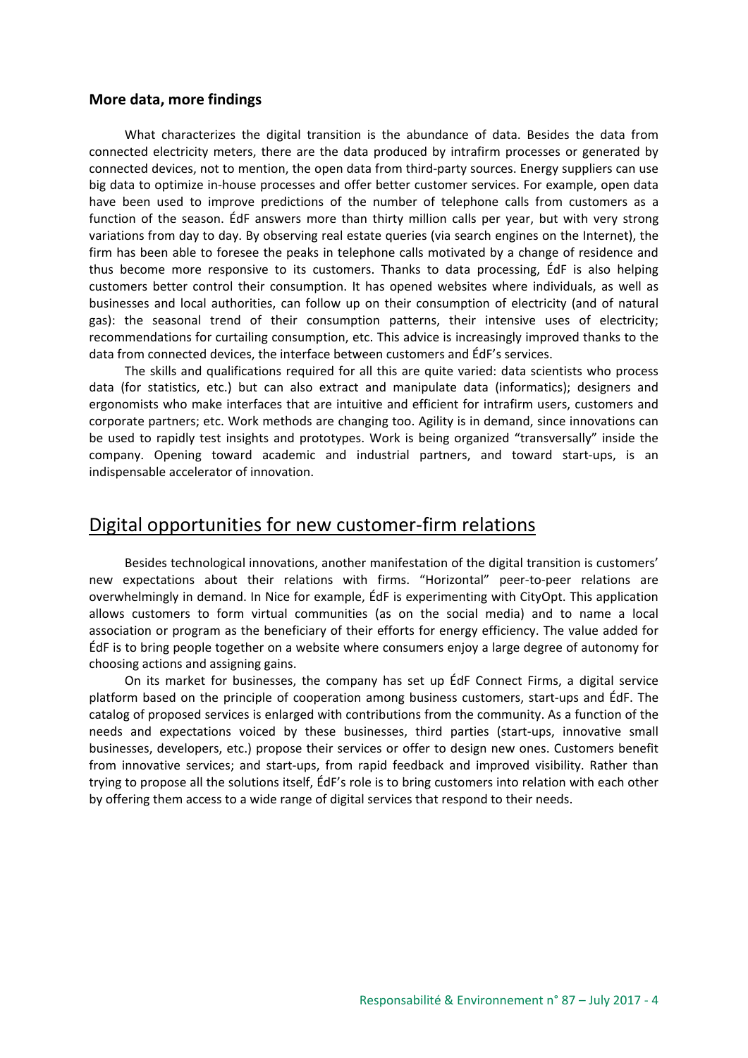### More data, more findings

What characterizes the digital transition is the abundance of data. Besides the data from connected electricity meters, there are the data produced by intrafirm processes or generated by connected devices, not to mention, the open data from third-party sources. Energy suppliers can use big data to optimize in-house processes and offer better customer services. For example, open data have been used to improve predictions of the number of telephone calls from customers as a function of the season. ÉdF answers more than thirty million calls per year, but with very strong variations from day to day. By observing real estate queries (via search engines on the Internet), the firm has been able to foresee the peaks in telephone calls motivated by a change of residence and thus become more responsive to its customers. Thanks to data processing, ÉdF is also helping customers better control their consumption. It has opened websites where individuals, as well as businesses and local authorities, can follow up on their consumption of electricity (and of natural gas): the seasonal trend of their consumption patterns, their intensive uses of electricity; recommendations for curtailing consumption, etc. This advice is increasingly improved thanks to the data from connected devices, the interface between customers and ÉdF's services.

The skills and qualifications required for all this are quite varied: data scientists who process data (for statistics, etc.) but can also extract and manipulate data (informatics); designers and ergonomists who make interfaces that are intuitive and efficient for intrafirm users, customers and corporate partners; etc. Work methods are changing too. Agility is in demand, since innovations can be used to rapidly test insights and prototypes. Work is being organized "transversally" inside the company. Opening toward academic and industrial partners, and toward start-ups, is an indispensable accelerator of innovation.

## Digital opportunities for new customer-firm relations

Besides technological innovations, another manifestation of the digital transition is customers' new expectations about their relations with firms. "Horizontal" peer-to-peer relations are overwhelmingly in demand. In Nice for example, ÉdF is experimenting with CityOpt. This application allows customers to form virtual communities (as on the social media) and to name a local association or program as the beneficiary of their efforts for energy efficiency. The value added for ÉdF is to bring people together on a website where consumers enjoy a large degree of autonomy for choosing actions and assigning gains.

On its market for businesses, the company has set up ÉdF Connect Firms, a digital service platform based on the principle of cooperation among business customers, start-ups and ÉdF. The catalog of proposed services is enlarged with contributions from the community. As a function of the needs and expectations voiced by these businesses, third parties (start-ups, innovative small businesses, developers, etc.) propose their services or offer to design new ones. Customers benefit from innovative services; and start-ups, from rapid feedback and improved visibility. Rather than trying to propose all the solutions itself, ÉdF's role is to bring customers into relation with each other by offering them access to a wide range of digital services that respond to their needs.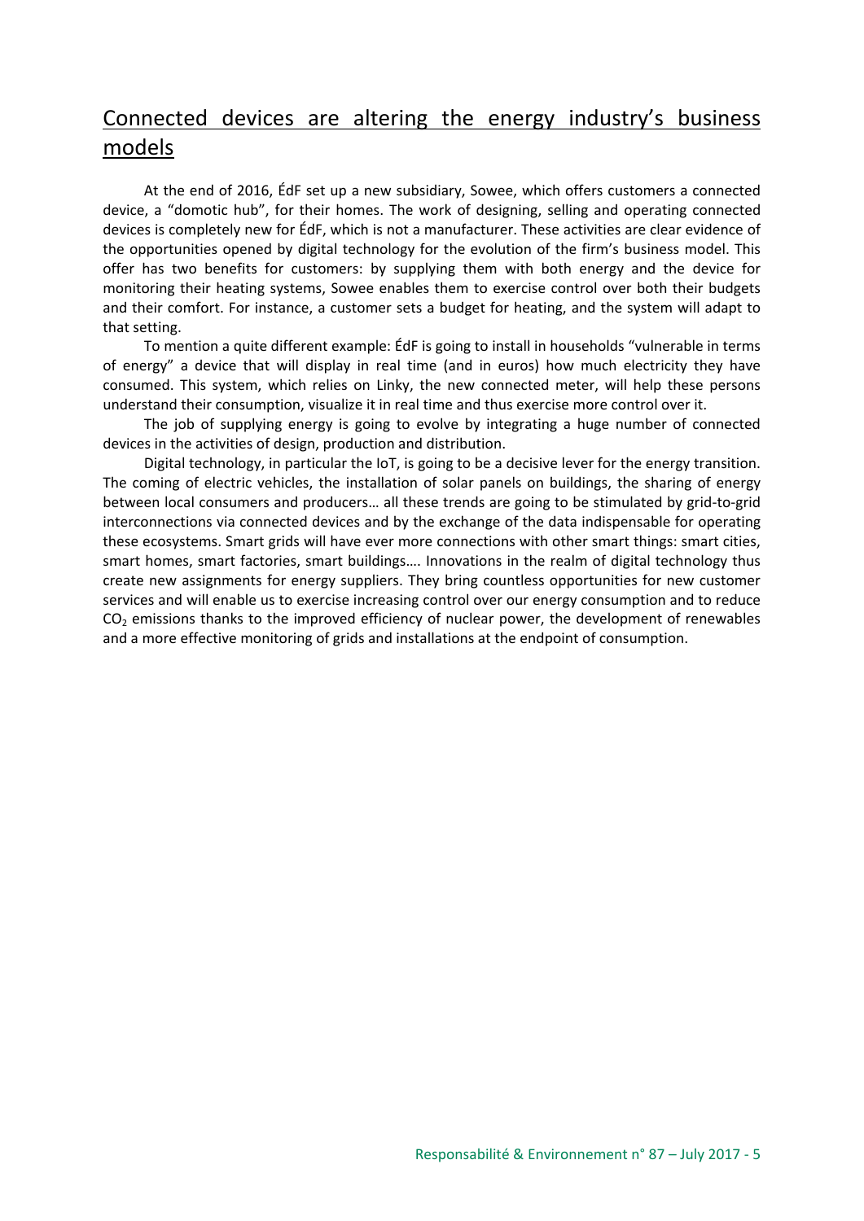## Connected devices are altering the energy industry's business models

At the end of 2016, ÉdF set up a new subsidiary, Sowee, which offers customers a connected device, a "domotic hub", for their homes. The work of designing, selling and operating connected devices is completely new for ÉdF, which is not a manufacturer. These activities are clear evidence of the opportunities opened by digital technology for the evolution of the firm's business model. This offer has two benefits for customers: by supplying them with both energy and the device for monitoring their heating systems, Sowee enables them to exercise control over both their budgets and their comfort. For instance, a customer sets a budget for heating, and the system will adapt to that setting.

To mention a quite different example: ÉdF is going to install in households "vulnerable in terms of energy" a device that will display in real time (and in euros) how much electricity they have consumed. This system, which relies on Linky, the new connected meter, will help these persons understand their consumption, visualize it in real time and thus exercise more control over it.

The job of supplying energy is going to evolve by integrating a huge number of connected devices in the activities of design, production and distribution.

Digital technology, in particular the IoT, is going to be a decisive lever for the energy transition. The coming of electric vehicles, the installation of solar panels on buildings, the sharing of energy between local consumers and producers… all these trends are going to be stimulated by grid-to-grid interconnections via connected devices and by the exchange of the data indispensable for operating these ecosystems. Smart grids will have ever more connections with other smart things: smart cities, smart homes, smart factories, smart buildings…. Innovations in the realm of digital technology thus create new assignments for energy suppliers. They bring countless opportunities for new customer services and will enable us to exercise increasing control over our energy consumption and to reduce $CO_2$ emissions thanks to the improved efficiency of nuclear power, the development of renewables and a more effective monitoring of grids and installations at the endpoint of consumption.